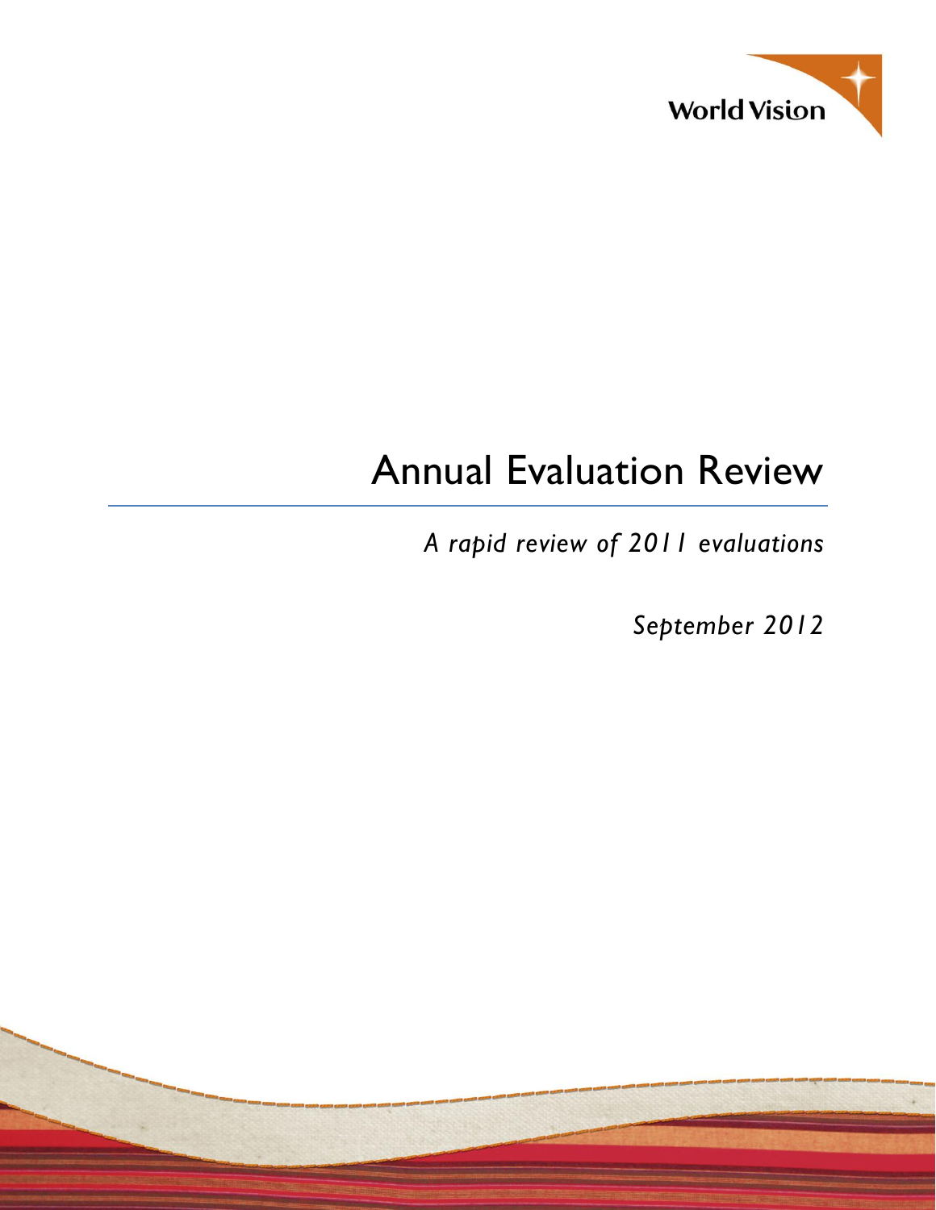World Vision

# Annual Evaluation Review

*A rapid review of 2011 evaluations*

*September 2012*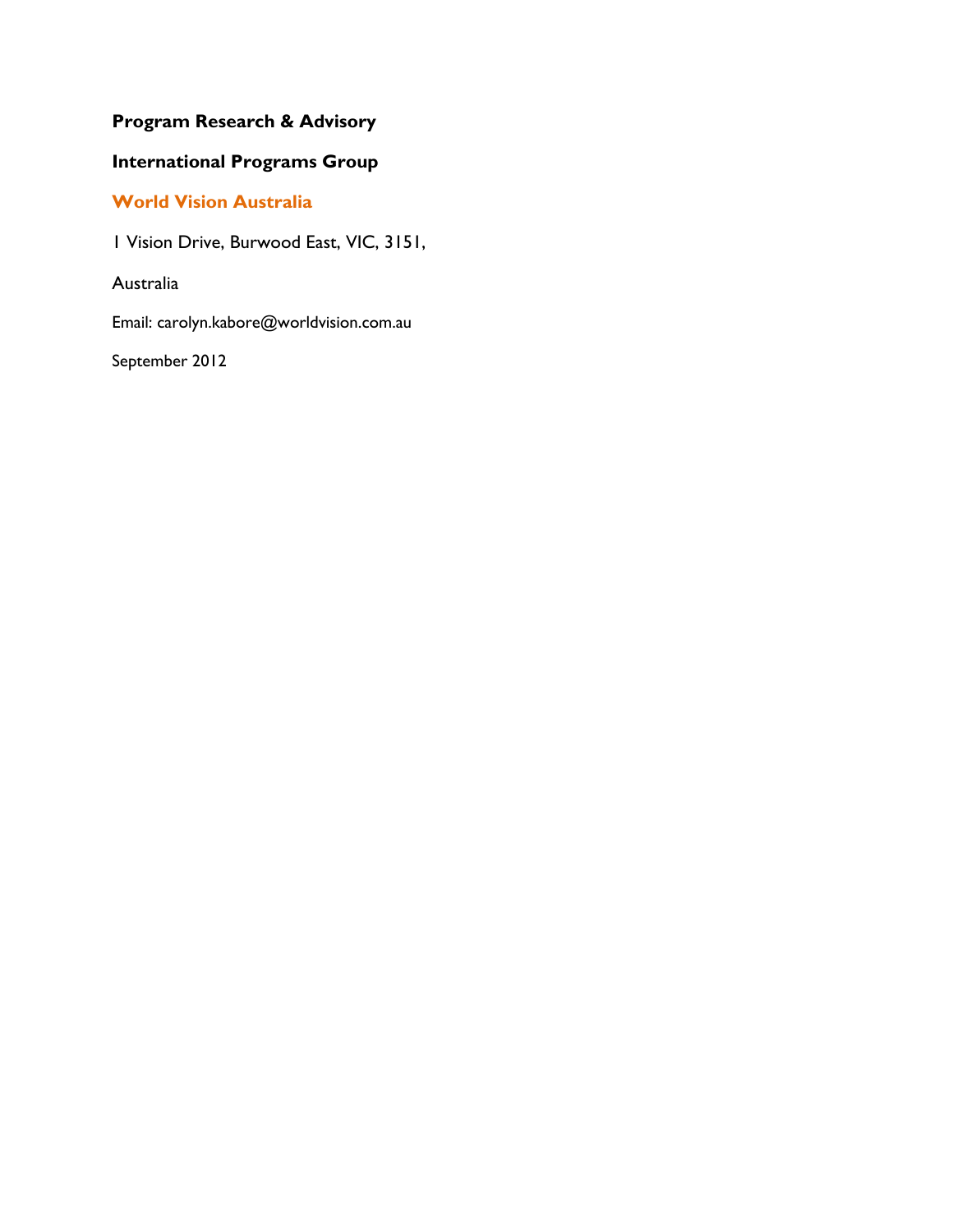**Program Research & Advisory**

**International Programs Group**

**World Vision Australia**

1 Vision Drive, Burwood East, VIC, 3151,

Australia

Email: carolyn.kabore@worldvision.com.au

September 2012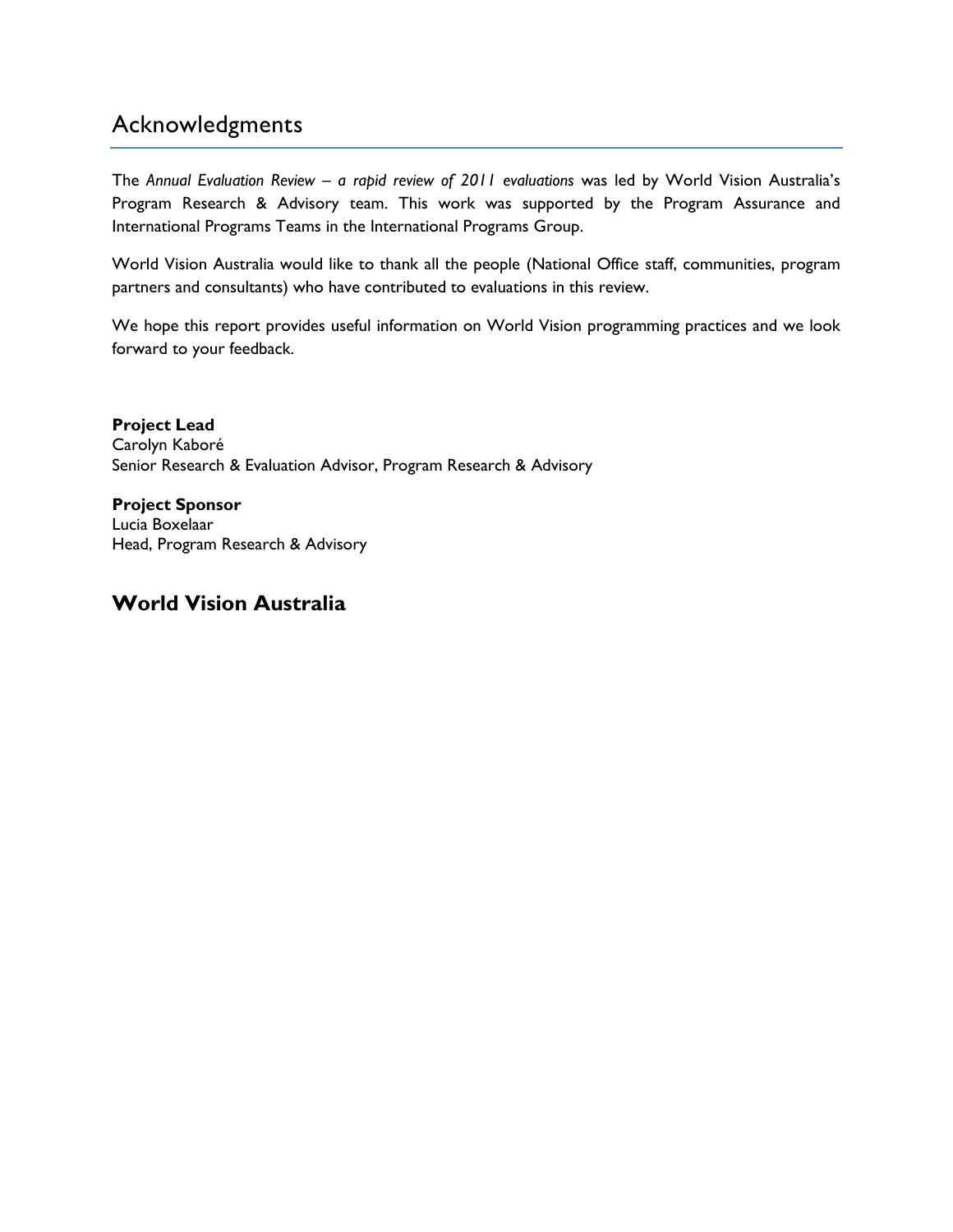# Acknowledgments

The *Annual Evaluation Review – a rapid review of 2011 evaluations* was led by World Vision Australia's Program Research & Advisory team. This work was supported by the Program Assurance and International Programs Teams in the International Programs Group.

World Vision Australia would like to thank all the people (National Office staff, communities, program partners and consultants) who have contributed to evaluations in this review.

We hope this report provides useful information on World Vision programming practices and we look forward to your feedback.

**Project Lead**
Carolyn Kaboré
Senior Research & Evaluation Advisor, Program Research & Advisory

**Project Sponsor**
Lucia Boxelaar
Head, Program Research & Advisory

## World Vision Australia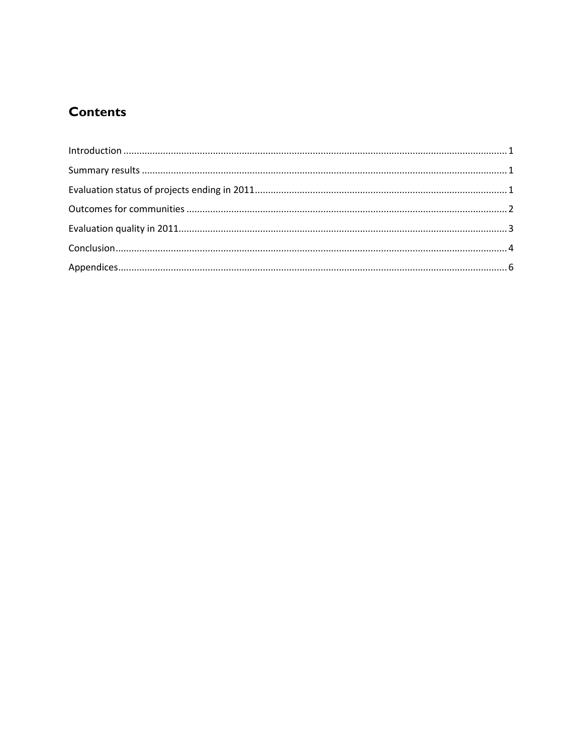## Contents

Introduction ........................................................................................................................................ 1

Summary results ................................................................................................................................. 1

Evaluation status of projects ending in 2011 ...................................................................................... 1

Outcomes for communities ................................................................................................................. 2

Evaluation quality in 2011 .................................................................................................................... 3

Conclusion ........................................................................................................................................... 4

Appendices .......................................................................................................................................... 6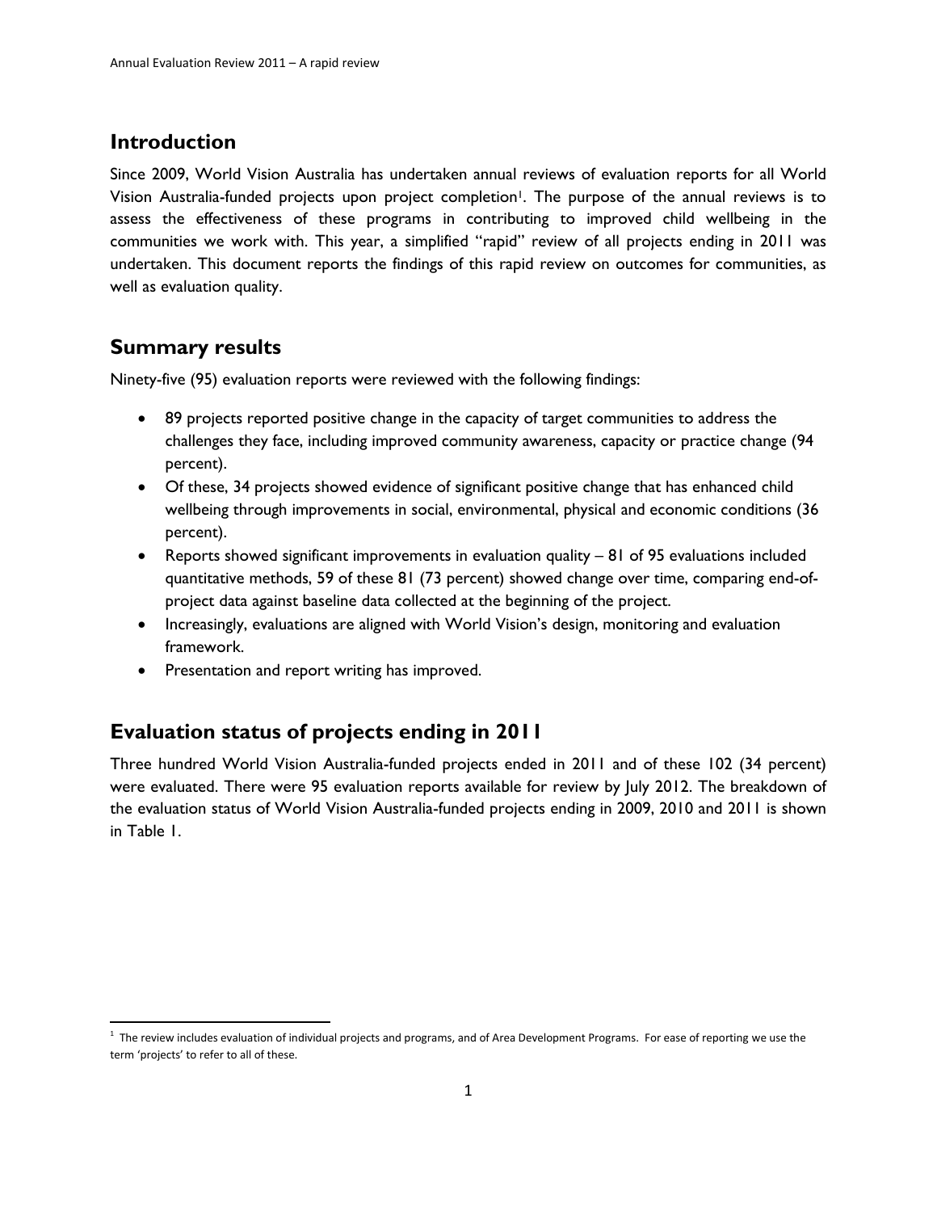## Introduction

Since 2009, World Vision Australia has undertaken annual reviews of evaluation reports for all World Vision Australia-funded projects upon project completion[1]. The purpose of the annual reviews is to assess the effectiveness of these programs in contributing to improved child wellbeing in the communities we work with. This year, a simplified "rapid" review of all projects ending in 2011 was undertaken. This document reports the findings of this rapid review on outcomes for communities, as well as evaluation quality.

## Summary results

Ninety-five (95) evaluation reports were reviewed with the following findings:

- 89 projects reported positive change in the capacity of target communities to address the challenges they face, including improved community awareness, capacity or practice change (94 percent).
- Of these, 34 projects showed evidence of significant positive change that has enhanced child wellbeing through improvements in social, environmental, physical and economic conditions (36 percent).
- Reports showed significant improvements in evaluation quality – 81 of 95 evaluations included quantitative methods, 59 of these 81 (73 percent) showed change over time, comparing end-of-project data against baseline data collected at the beginning of the project.
- Increasingly, evaluations are aligned with World Vision's design, monitoring and evaluation framework.
- Presentation and report writing has improved.

## Evaluation status of projects ending in 2011

Three hundred World Vision Australia-funded projects ended in 2011 and of these 102 (34 percent) were evaluated. There were 95 evaluation reports available for review by July 2012. The breakdown of the evaluation status of World Vision Australia-funded projects ending in 2009, 2010 and 2011 is shown in Table 1.

[1] The review includes evaluation of individual projects and programs, and of Area Development Programs. For ease of reporting we use the term 'projects' to refer to all of these.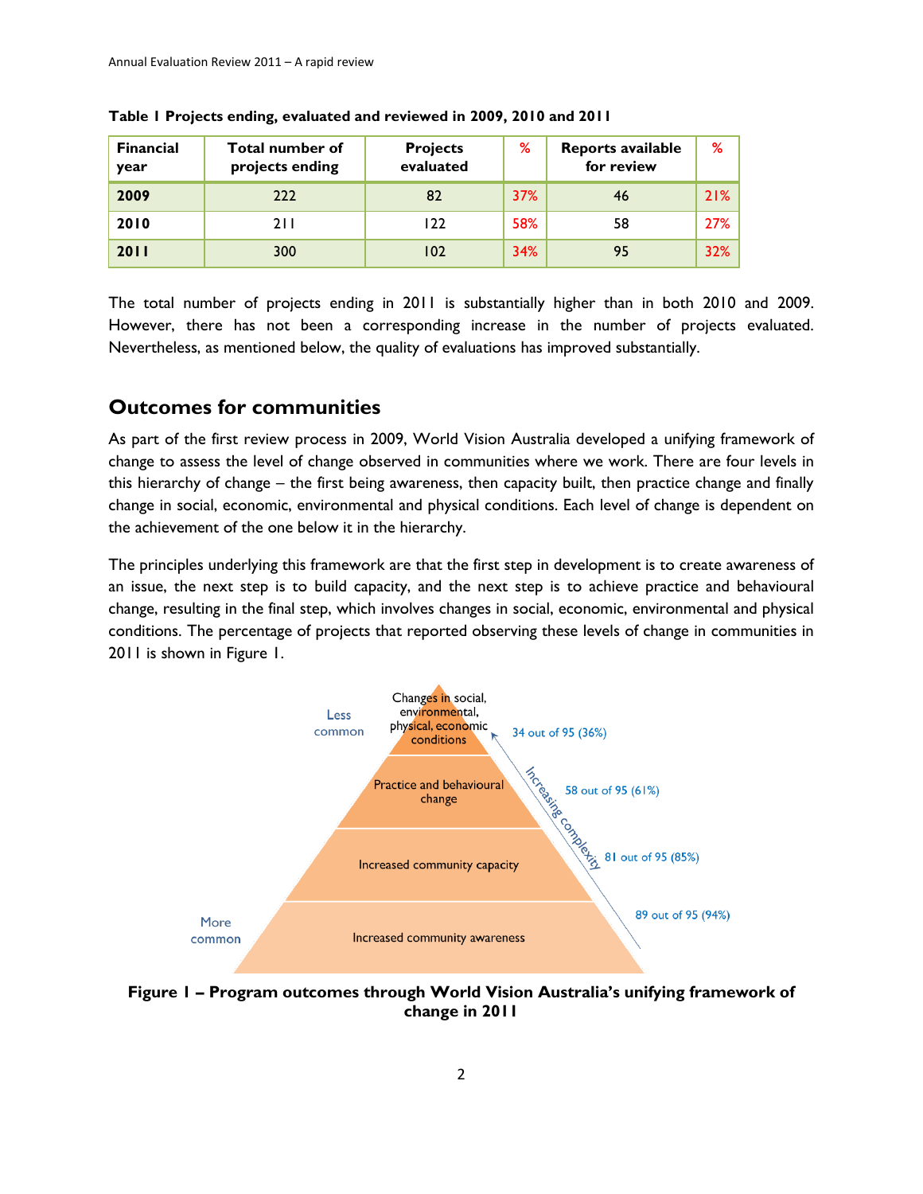**Table 1 Projects ending, evaluated and reviewed in 2009, 2010 and 2011**

| Financial year | Total number of projects ending | Projects evaluated | % | Reports available for review | % |
|---|---|---|---|---|---|
| **2009** | 222 | 82 | 37% | 46 | 21% |
| **2010** | 211 | 122 | 58% | 58 | 27% |
| **2011** | 300 | 102 | 34% | 95 | 32% |

The total number of projects ending in 2011 is substantially higher than in both 2010 and 2009. However, there has not been a corresponding increase in the number of projects evaluated. Nevertheless, as mentioned below, the quality of evaluations has improved substantially.

## Outcomes for communities

As part of the first review process in 2009, World Vision Australia developed a unifying framework of change to assess the level of change observed in communities where we work. There are four levels in this hierarchy of change – the first being awareness, then capacity built, then practice change and finally change in social, economic, environmental and physical conditions. Each level of change is dependent on the achievement of the one below it in the hierarchy.

The principles underlying this framework are that the first step in development is to create awareness of an issue, the next step is to build capacity, and the next step is to achieve practice and behavioural change, resulting in the final step, which involves changes in social, economic, environmental and physical conditions. The percentage of projects that reported observing these levels of change in communities in 2011 is shown in Figure 1.

| Level of change | Projects reporting |
|---|---|
| Changes in social, environmental, physical, economic conditions (less common) | 34 out of 95 (36%) |
| Practice and behavioural change | 58 out of 95 (61%) |
| Increased community capacity | 81 out of 95 (85%) |
| Increased community awareness (more common) | 89 out of 95 (94%) |

**Figure 1 – Program outcomes through World Vision Australia's unifying framework of change in 2011**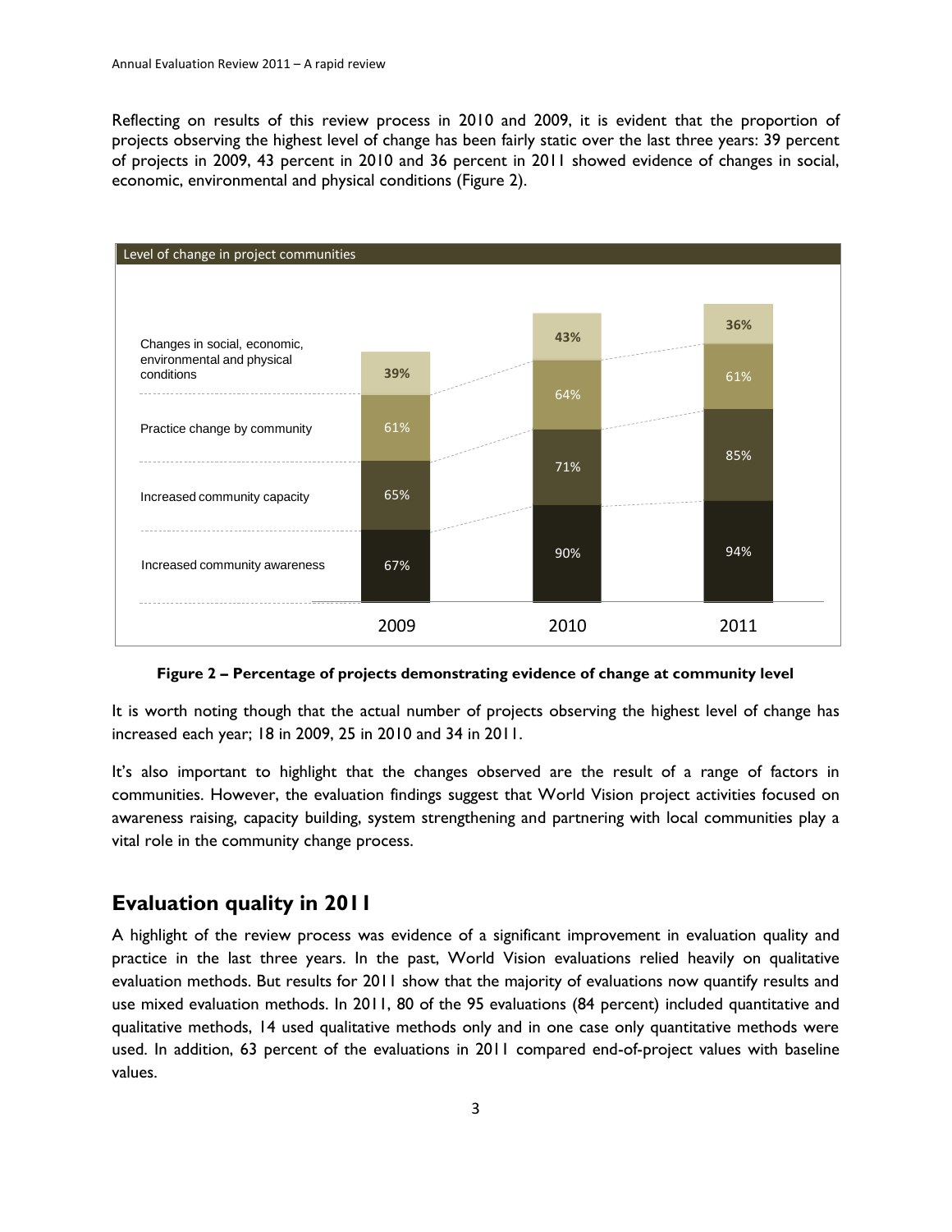Reflecting on results of this review process in 2010 and 2009, it is evident that the proportion of projects observing the highest level of change has been fairly static over the last three years: 39 percent of projects in 2009, 43 percent in 2010 and 36 percent in 2011 showed evidence of changes in social, economic, environmental and physical conditions (Figure 2).

**Level of change in project communities**

| | 2009 | 2010 | 2011 |
|---|---|---|---|
| Changes in social, economic, environmental and physical conditions | 39% | 43% | 36% |
| Practice change by community | 61% | 64% | 61% |
| Increased community capacity | 65% | 71% | 85% |
| Increased community awareness | 67% | 90% | 94% |

**Figure 2 – Percentage of projects demonstrating evidence of change at community level**

It is worth noting though that the actual number of projects observing the highest level of change has increased each year; 18 in 2009, 25 in 2010 and 34 in 2011.

It's also important to highlight that the changes observed are the result of a range of factors in communities. However, the evaluation findings suggest that World Vision project activities focused on awareness raising, capacity building, system strengthening and partnering with local communities play a vital role in the community change process.

## Evaluation quality in 2011

A highlight of the review process was evidence of a significant improvement in evaluation quality and practice in the last three years. In the past, World Vision evaluations relied heavily on qualitative evaluation methods. But results for 2011 show that the majority of evaluations now quantify results and use mixed evaluation methods. In 2011, 80 of the 95 evaluations (84 percent) included quantitative and qualitative methods, 14 used qualitative methods only and in one case only quantitative methods were used. In addition, 63 percent of the evaluations in 2011 compared end-of-project values with baseline values.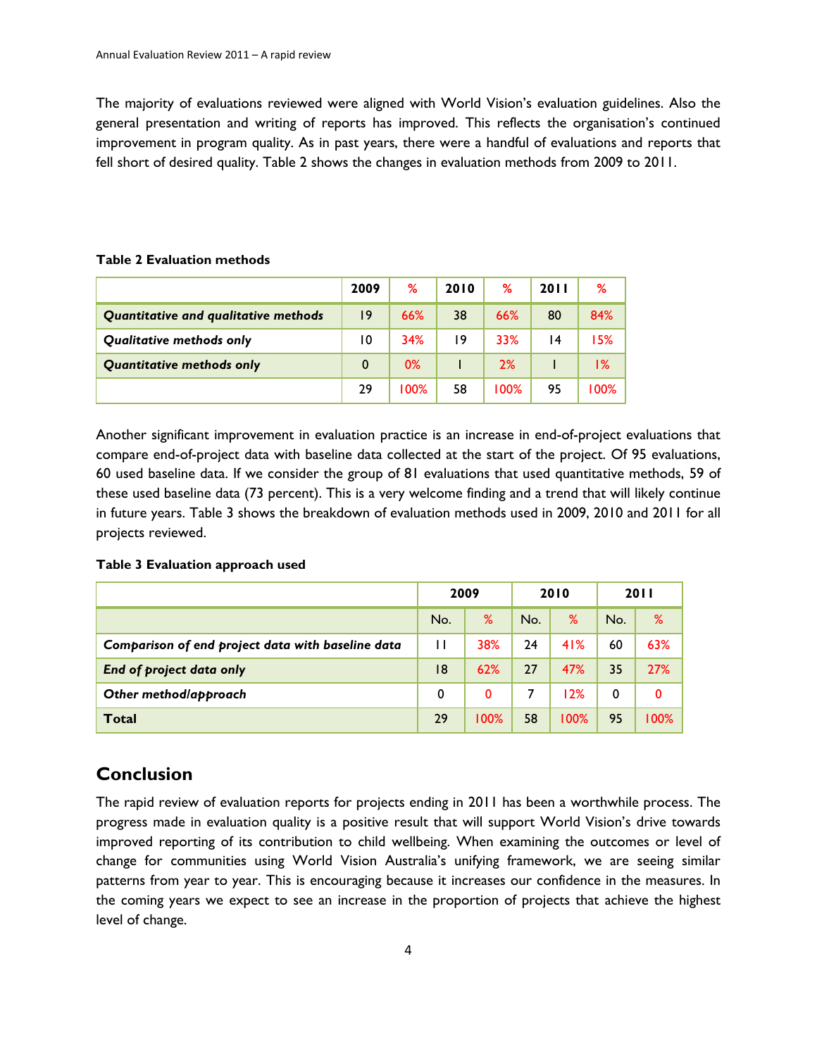The majority of evaluations reviewed were aligned with World Vision's evaluation guidelines. Also the general presentation and writing of reports has improved. This reflects the organisation's continued improvement in program quality. As in past years, there were a handful of evaluations and reports that fell short of desired quality. Table 2 shows the changes in evaluation methods from 2009 to 2011.

**Table 2 Evaluation methods**

| | 2009 | % | 2010 | % | 2011 | % |
|---|---|---|---|---|---|---|
| ***Quantitative and qualitative methods*** | 19 | 66% | 38 | 66% | 80 | 84% |
| ***Qualitative methods only*** | 10 | 34% | 19 | 33% | 14 | 15% |
| ***Quantitative methods only*** | 0 | 0% | 1 | 2% | 1 | 1% |
| | 29 | 100% | 58 | 100% | 95 | 100% |

Another significant improvement in evaluation practice is an increase in end-of-project evaluations that compare end-of-project data with baseline data collected at the start of the project. Of 95 evaluations, 60 used baseline data. If we consider the group of 81 evaluations that used quantitative methods, 59 of these used baseline data (73 percent). This is a very welcome finding and a trend that will likely continue in future years. Table 3 shows the breakdown of evaluation methods used in 2009, 2010 and 2011 for all projects reviewed.

**Table 3 Evaluation approach used**

| | 2009 | | 2010 | | 2011 | |
|---|---|---|---|---|---|---|
| | No. | % | No. | % | No. | % |
| ***Comparison of end project data with baseline data*** | 11 | 38% | 24 | 41% | 60 | 63% |
| ***End of project data only*** | 18 | 62% | 27 | 47% | 35 | 27% |
| ***Other method/approach*** | 0 | 0 | 7 | 12% | 0 | 0 |
| **Total** | 29 | 100% | 58 | 100% | 95 | 100% |

## Conclusion

The rapid review of evaluation reports for projects ending in 2011 has been a worthwhile process. The progress made in evaluation quality is a positive result that will support World Vision's drive towards improved reporting of its contribution to child wellbeing. When examining the outcomes or level of change for communities using World Vision Australia's unifying framework, we are seeing similar patterns from year to year. This is encouraging because it increases our confidence in the measures. In the coming years we expect to see an increase in the proportion of projects that achieve the highest level of change.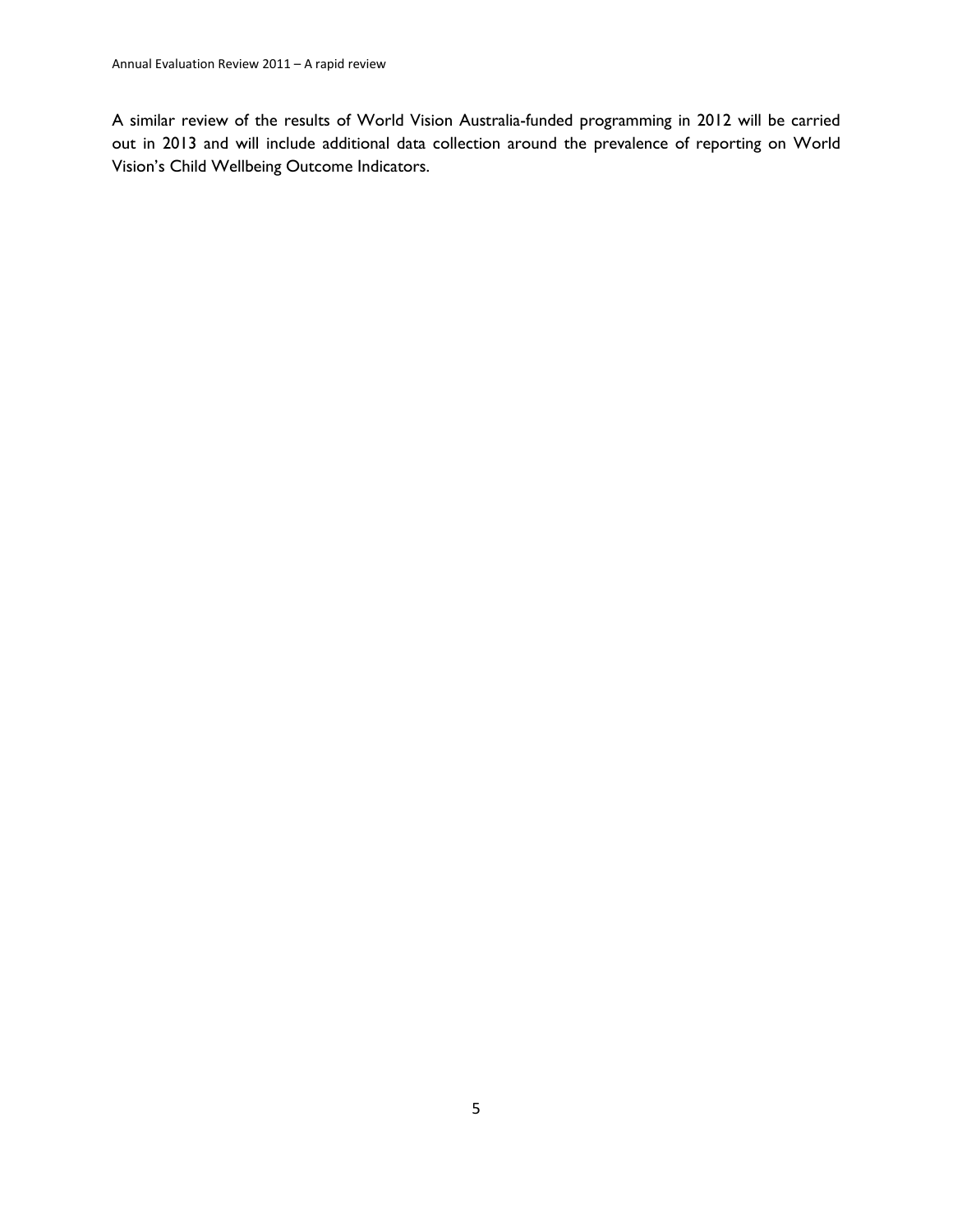A similar review of the results of World Vision Australia-funded programming in 2012 will be carried out in 2013 and will include additional data collection around the prevalence of reporting on World Vision's Child Wellbeing Outcome Indicators.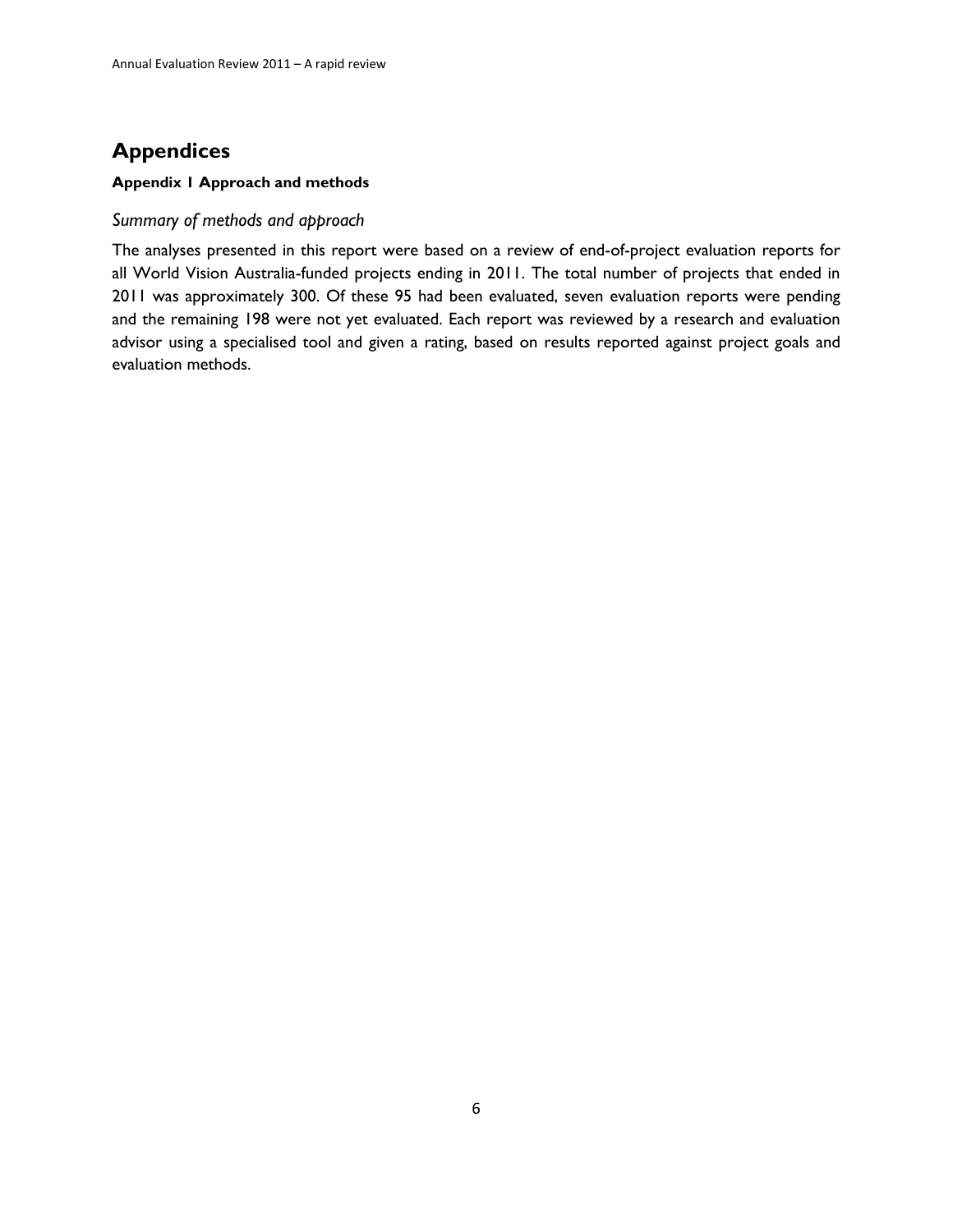# Appendices

### Appendix 1 Approach and methods

*Summary of methods and approach*

The analyses presented in this report were based on a review of end-of-project evaluation reports for all World Vision Australia-funded projects ending in 2011. The total number of projects that ended in 2011 was approximately 300. Of these 95 had been evaluated, seven evaluation reports were pending and the remaining 198 were not yet evaluated. Each report was reviewed by a research and evaluation advisor using a specialised tool and given a rating, based on results reported against project goals and evaluation methods.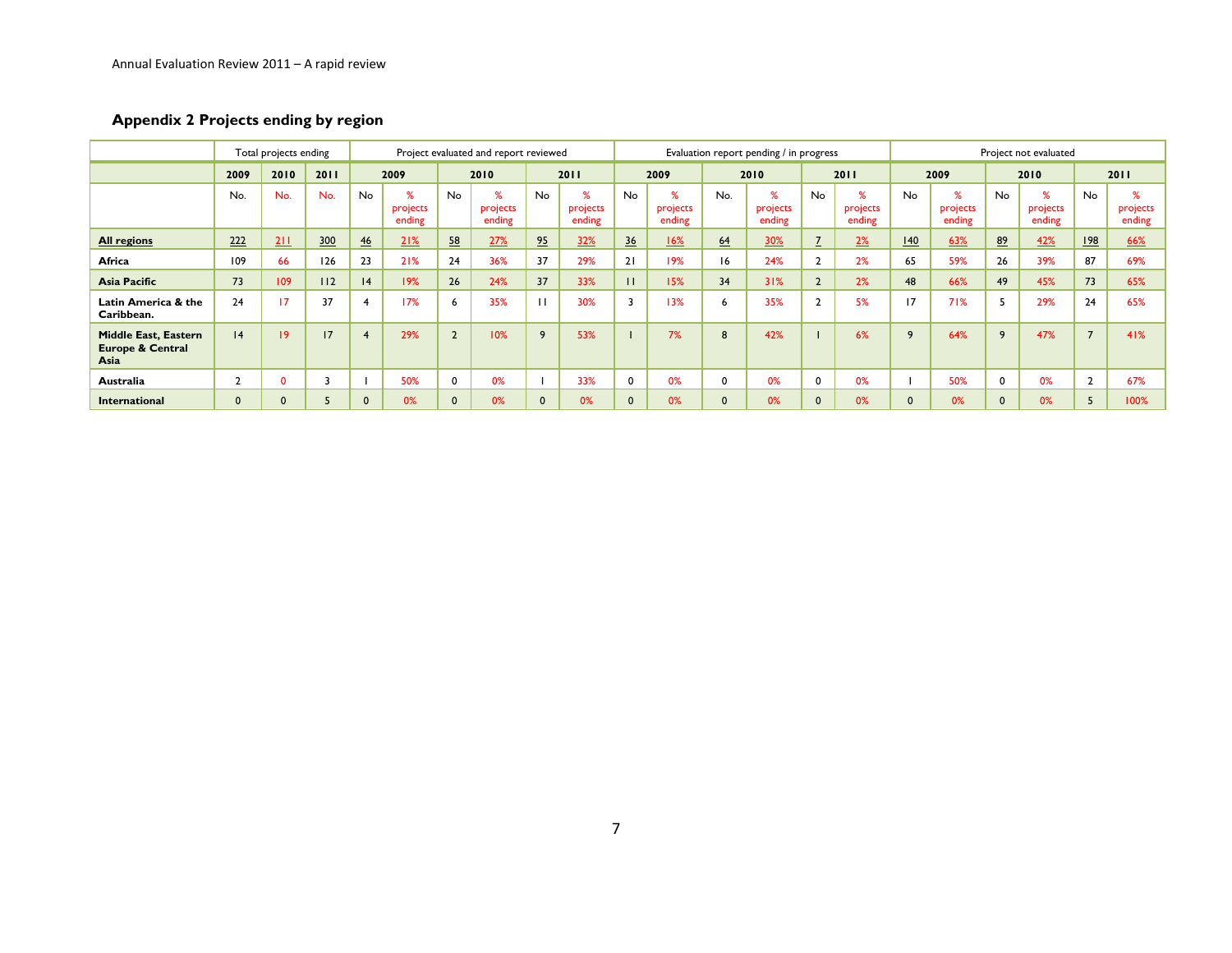## Appendix 2 Projects ending by region

| | Total projects ending | | | Project evaluated and report reviewed | | | | | | Evaluation report pending / in progress | | | | | | Project not evaluated | | | | | |
|---|---|---|---|---|---|---|---|---|---|---|---|---|---|---|---|---|---|---|---|---|---|
| | 2009 | 2010 | 2011 | 2009 | | 2010 | | 2011 | | 2009 | | 2010 | | 2011 | | 2009 | | 2010 | | 2011 | |
| | No. | No. | No. | No | % projects ending | No | % projects ending | No | % projects ending | No | % projects ending | No. | % projects ending | No | % projects ending | No | % projects ending | No | % projects ending | No | % projects ending |
| **All regions** | 222 | 211 | 300 | 46 | 21% | 58 | 27% | 95 | 32% | 36 | 16% | 64 | 30% | 7 | 2% | 140 | 63% | 89 | 42% | 198 | 66% |
| **Africa** | 109 | 66 | 126 | 23 | 21% | 24 | 36% | 37 | 29% | 21 | 19% | 16 | 24% | 2 | 2% | 65 | 59% | 26 | 39% | 87 | 69% |
| **Asia Pacific** | 73 | 109 | 112 | 14 | 19% | 26 | 24% | 37 | 33% | 11 | 15% | 34 | 31% | 2 | 2% | 48 | 66% | 49 | 45% | 73 | 65% |
| **Latin America & the Caribbean.** | 24 | 17 | 37 | 4 | 17% | 6 | 35% | 11 | 30% | 3 | 13% | 6 | 35% | 2 | 5% | 17 | 71% | 5 | 29% | 24 | 65% |
| **Middle East, Eastern Europe & Central Asia** | 14 | 19 | 17 | 4 | 29% | 2 | 10% | 9 | 53% | 1 | 7% | 8 | 42% | 1 | 6% | 9 | 64% | 9 | 47% | 7 | 41% |
| **Australia** | 2 | 0 | 3 | 1 | 50% | 0 | 0% | 1 | 33% | 0 | 0% | 0 | 0% | 0 | 0% | 1 | 50% | 0 | 0% | 2 | 67% |
| **International** | 0 | 0 | 5 | 0 | 0% | 0 | 0% | 0 | 0% | 0 | 0% | 0 | 0% | 0 | 0% | 0 | 0% | 0 | 0% | 5 | 100% |